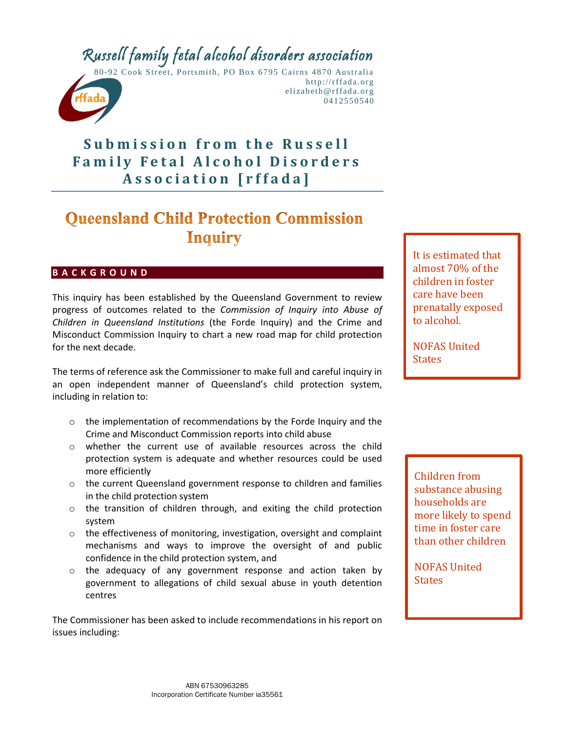# Russell family fetal alcohol disorders association

80-92 Cook Street, Portsmith, PO Box 6795 Cairns 4870 Australia
http://rffada.org
elizabeth@rffada.org
0412550540

## Submission from the Russell Family Fetal Alcohol Disorders Association [rffada]

## Queensland Child Protection Commission Inquiry

### BACKGROUND

This inquiry has been established by the Queensland Government to review progress of outcomes related to the *Commission of Inquiry into Abuse of Children in Queensland Institutions* (the Forde Inquiry) and the Crime and Misconduct Commission Inquiry to chart a new road map for child protection for the next decade.

The terms of reference ask the Commissioner to make full and careful inquiry in an open independent manner of Queensland's child protection system, including in relation to:

- the implementation of recommendations by the Forde Inquiry and the Crime and Misconduct Commission reports into child abuse
- whether the current use of available resources across the child protection system is adequate and whether resources could be used more efficiently
- the current Queensland government response to children and families in the child protection system
- the transition of children through, and exiting the child protection system
- the effectiveness of monitoring, investigation, oversight and complaint mechanisms and ways to improve the oversight of and public confidence in the child protection system, and
- the adequacy of any government response and action taken by government to allegations of child sexual abuse in youth detention centres

The Commissioner has been asked to include recommendations in his report on issues including:

> It is estimated that almost 70% of the children in foster care have been prenatally exposed to alcohol.
>
> NOFAS United States

> Children from substance abusing households are more likely to spend time in foster care than other children
>
> NOFAS United States

ABN 67530963285
Incorporation Certificate Number ia35561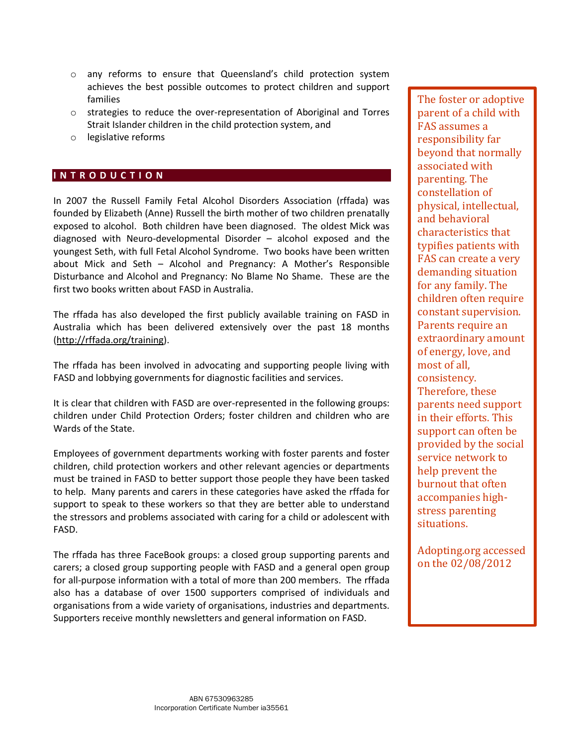- any reforms to ensure that Queensland's child protection system achieves the best possible outcomes to protect children and support families
- strategies to reduce the over-representation of Aboriginal and Torres Strait Islander children in the child protection system, and
- legislative reforms

## INTRODUCTION

In 2007 the Russell Family Fetal Alcohol Disorders Association (rffada) was founded by Elizabeth (Anne) Russell the birth mother of two children prenatally exposed to alcohol. Both children have been diagnosed. The oldest Mick was diagnosed with Neuro-developmental Disorder – alcohol exposed and the youngest Seth, with full Fetal Alcohol Syndrome. Two books have been written about Mick and Seth – Alcohol and Pregnancy: A Mother's Responsible Disturbance and Alcohol and Pregnancy: No Blame No Shame. These are the first two books written about FASD in Australia.

The rffada has also developed the first publicly available training on FASD in Australia which has been delivered extensively over the past 18 months (http://rffada.org/training).

The rffada has been involved in advocating and supporting people living with FASD and lobbying governments for diagnostic facilities and services.

It is clear that children with FASD are over-represented in the following groups: children under Child Protection Orders; foster children and children who are Wards of the State.

Employees of government departments working with foster parents and foster children, child protection workers and other relevant agencies or departments must be trained in FASD to better support those people they have been tasked to help. Many parents and carers in these categories have asked the rffada for support to speak to these workers so that they are better able to understand the stressors and problems associated with caring for a child or adolescent with FASD.

The rffada has three FaceBook groups: a closed group supporting parents and carers; a closed group supporting people with FASD and a general open group for all-purpose information with a total of more than 200 members. The rffada also has a database of over 1500 supporters comprised of individuals and organisations from a wide variety of organisations, industries and departments. Supporters receive monthly newsletters and general information on FASD.

> The foster or adoptive parent of a child with FAS assumes a responsibility far beyond that normally associated with parenting. The constellation of physical, intellectual, and behavioral characteristics that typifies patients with FAS can create a very demanding situation for any family. The children often require constant supervision. Parents require an extraordinary amount of energy, love, and most of all, consistency. Therefore, these parents need support in their efforts. This support can often be provided by the social service network to help prevent the burnout that often accompanies high-stress parenting situations.
>
> Adopting.org accessed on the 02/08/2012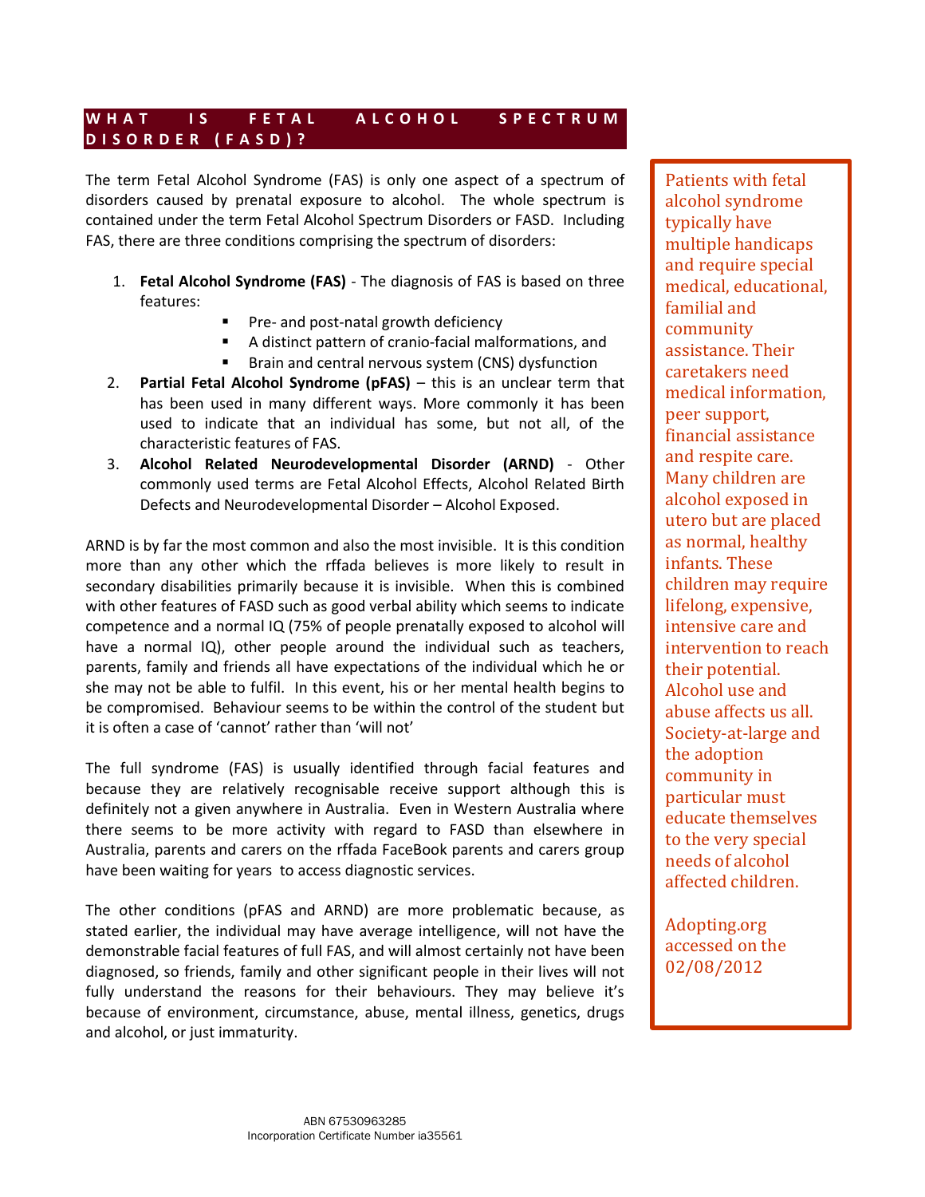## WHAT IS FETAL ALCOHOL SPECTRUM DISORDER (FASD)?

The term Fetal Alcohol Syndrome (FAS) is only one aspect of a spectrum of disorders caused by prenatal exposure to alcohol. The whole spectrum is contained under the term Fetal Alcohol Spectrum Disorders or FASD. Including FAS, there are three conditions comprising the spectrum of disorders:

1. **Fetal Alcohol Syndrome (FAS)** - The diagnosis of FAS is based on three features:
   - Pre- and post-natal growth deficiency
   - A distinct pattern of cranio-facial malformations, and
   - Brain and central nervous system (CNS) dysfunction
2. **Partial Fetal Alcohol Syndrome (pFAS)** – this is an unclear term that has been used in many different ways. More commonly it has been used to indicate that an individual has some, but not all, of the characteristic features of FAS.
3. **Alcohol Related Neurodevelopmental Disorder (ARND)** - Other commonly used terms are Fetal Alcohol Effects, Alcohol Related Birth Defects and Neurodevelopmental Disorder – Alcohol Exposed.

ARND is by far the most common and also the most invisible. It is this condition more than any other which the rffada believes is more likely to result in secondary disabilities primarily because it is invisible. When this is combined with other features of FASD such as good verbal ability which seems to indicate competence and a normal IQ (75% of people prenatally exposed to alcohol will have a normal IQ), other people around the individual such as teachers, parents, family and friends all have expectations of the individual which he or she may not be able to fulfil. In this event, his or her mental health begins to be compromised. Behaviour seems to be within the control of the student but it is often a case of 'cannot' rather than 'will not'

The full syndrome (FAS) is usually identified through facial features and because they are relatively recognisable receive support although this is definitely not a given anywhere in Australia. Even in Western Australia where there seems to be more activity with regard to FASD than elsewhere in Australia, parents and carers on the rffada FaceBook parents and carers group have been waiting for years to access diagnostic services.

The other conditions (pFAS and ARND) are more problematic because, as stated earlier, the individual may have average intelligence, will not have the demonstrable facial features of full FAS, and will almost certainly not have been diagnosed, so friends, family and other significant people in their lives will not fully understand the reasons for their behaviours. They may believe it's because of environment, circumstance, abuse, mental illness, genetics, drugs and alcohol, or just immaturity.

> Patients with fetal alcohol syndrome typically have multiple handicaps and require special medical, educational, familial and community assistance. Their caretakers need medical information, peer support, financial assistance and respite care. Many children are alcohol exposed in utero but are placed as normal, healthy infants. These children may require lifelong, expensive, intensive care and intervention to reach their potential. Alcohol use and abuse affects us all. Society-at-large and the adoption community in particular must educate themselves to the very special needs of alcohol affected children.
>
> Adopting.org accessed on the 02/08/2012

ABN 67530963285
Incorporation Certificate Number ia35561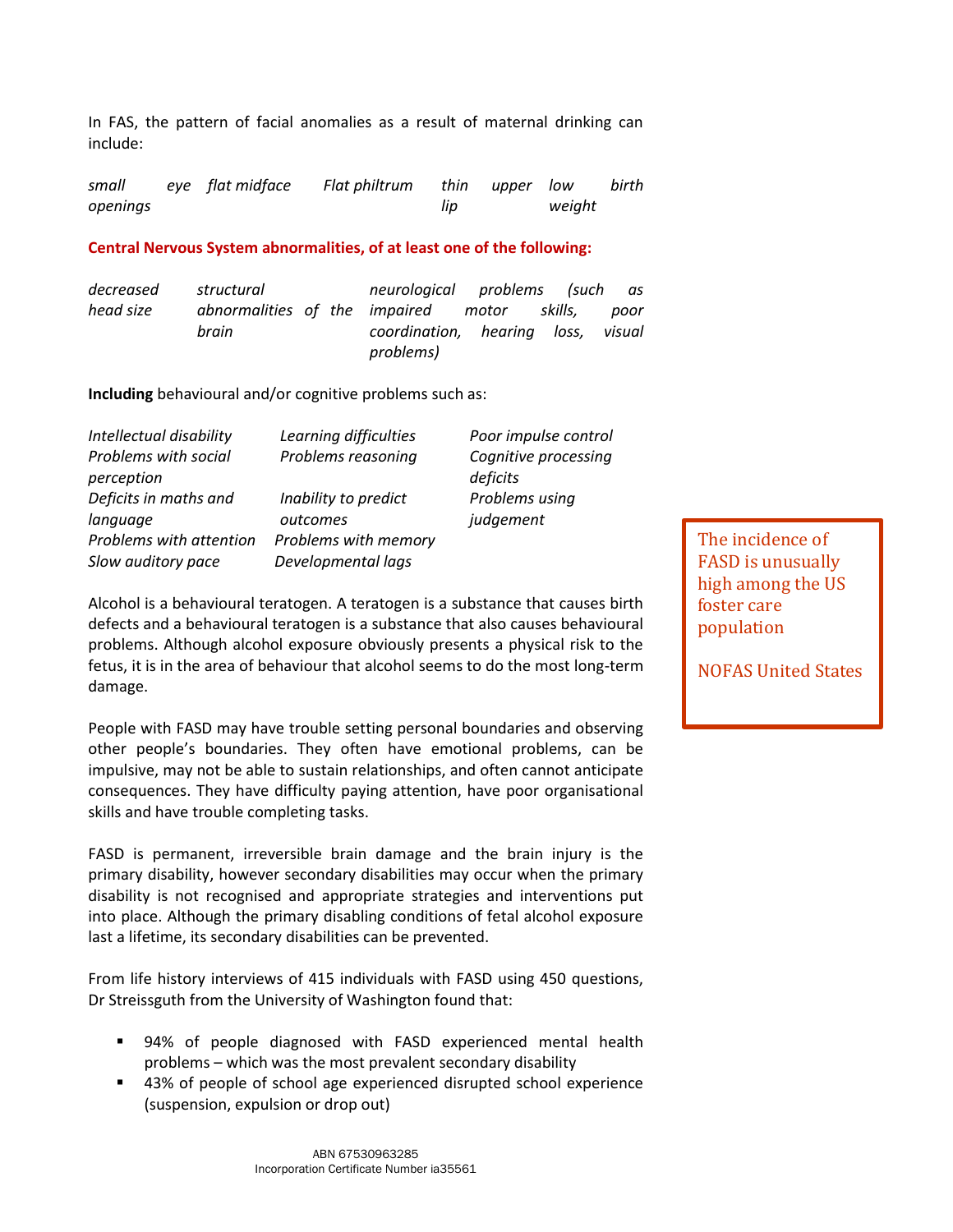In FAS, the pattern of facial anomalies as a result of maternal drinking can include:

| *small eye openings* | *flat midface* | *Flat philtrum* | *thin upper lip* | *low birth weight* |
|---|---|---|---|---|

**Central Nervous System abnormalities, of at least one of the following:**

| *decreased head size* | *structural abnormalities of the brain* | *neurological problems (such as impaired motor skills, poor coordination, hearing loss, visual problems)* |
|---|---|---|

**Including** behavioural and/or cognitive problems such as:

| | | |
|---|---|---|
| *Intellectual disability* | *Learning difficulties* | *Poor impulse control* |
| *Problems with social perception* | *Problems reasoning* | *Cognitive processing deficits* |
| *Deficits in maths and language* | *Inability to predict outcomes* | *Problems using judgement* |
| *Problems with attention* | *Problems with memory* | |
| *Slow auditory pace* | *Developmental lags* | |

> The incidence of FASD is unusually high among the US foster care population
>
> NOFAS United States

Alcohol is a behavioural teratogen. A teratogen is a substance that causes birth defects and a behavioural teratogen is a substance that also causes behavioural problems. Although alcohol exposure obviously presents a physical risk to the fetus, it is in the area of behaviour that alcohol seems to do the most long-term damage.

People with FASD may have trouble setting personal boundaries and observing other people's boundaries. They often have emotional problems, can be impulsive, may not be able to sustain relationships, and often cannot anticipate consequences. They have difficulty paying attention, have poor organisational skills and have trouble completing tasks.

FASD is permanent, irreversible brain damage and the brain injury is the primary disability, however secondary disabilities may occur when the primary disability is not recognised and appropriate strategies and interventions put into place. Although the primary disabling conditions of fetal alcohol exposure last a lifetime, its secondary disabilities can be prevented.

From life history interviews of 415 individuals with FASD using 450 questions, Dr Streissguth from the University of Washington found that:

- 94% of people diagnosed with FASD experienced mental health problems – which was the most prevalent secondary disability
- 43% of people of school age experienced disrupted school experience (suspension, expulsion or drop out)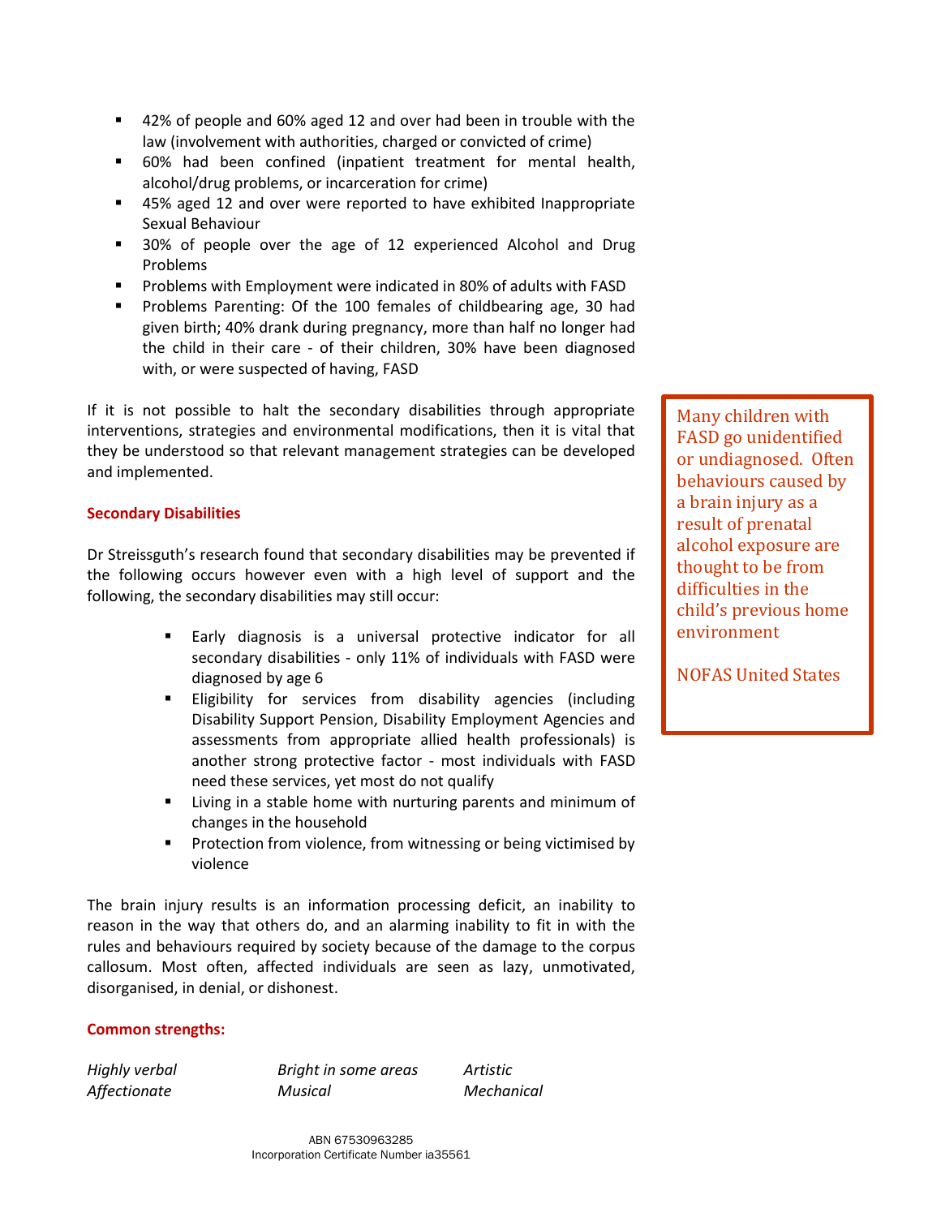- 42% of people and 60% aged 12 and over had been in trouble with the law (involvement with authorities, charged or convicted of crime)
- 60% had been confined (inpatient treatment for mental health, alcohol/drug problems, or incarceration for crime)
- 45% aged 12 and over were reported to have exhibited Inappropriate Sexual Behaviour
- 30% of people over the age of 12 experienced Alcohol and Drug Problems
- Problems with Employment were indicated in 80% of adults with FASD
- Problems Parenting: Of the 100 females of childbearing age, 30 had given birth; 40% drank during pregnancy, more than half no longer had the child in their care - of their children, 30% have been diagnosed with, or were suspected of having, FASD

If it is not possible to halt the secondary disabilities through appropriate interventions, strategies and environmental modifications, then it is vital that they be understood so that relevant management strategies can be developed and implemented.

> Many children with FASD go unidentified or undiagnosed. Often behaviours caused by a brain injury as a result of prenatal alcohol exposure are thought to be from difficulties in the child's previous home environment
>
> NOFAS United States

**Secondary Disabilities**

Dr Streissguth's research found that secondary disabilities may be prevented if the following occurs however even with a high level of support and the following, the secondary disabilities may still occur:

- Early diagnosis is a universal protective indicator for all secondary disabilities - only 11% of individuals with FASD were diagnosed by age 6
- Eligibility for services from disability agencies (including Disability Support Pension, Disability Employment Agencies and assessments from appropriate allied health professionals) is another strong protective factor - most individuals with FASD need these services, yet most do not qualify
- Living in a stable home with nurturing parents and minimum of changes in the household
- Protection from violence, from witnessing or being victimised by violence

The brain injury results is an information processing deficit, an inability to reason in the way that others do, and an alarming inability to fit in with the rules and behaviours required by society because of the damage to the corpus callosum. Most often, affected individuals are seen as lazy, unmotivated, disorganised, in denial, or dishonest.

**Common strengths:**

| | | |
|---|---|---|
| *Highly verbal* | *Bright in some areas* | *Artistic* |
| *Affectionate* | *Musical* | *Mechanical* |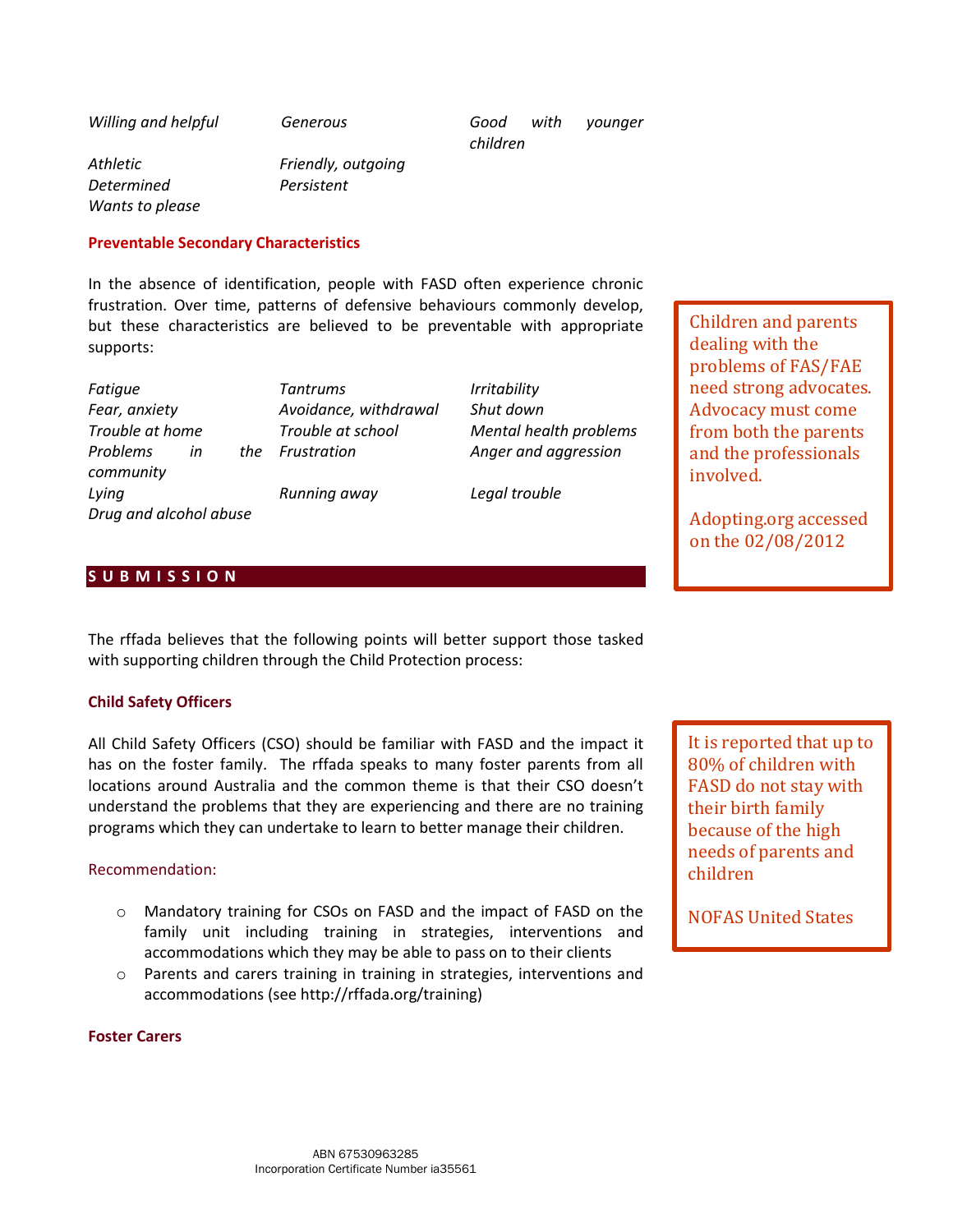*Willing and helpful* *Generous* *Good with younger children*
*Athletic* *Friendly, outgoing*
*Determined* *Persistent*
*Wants to please*

**Preventable Secondary Characteristics**

In the absence of identification, people with FASD often experience chronic frustration. Over time, patterns of defensive behaviours commonly develop, but these characteristics are believed to be preventable with appropriate supports:

| | | |
|---|---|---|
| *Fatigue* | *Tantrums* | *Irritability* |
| *Fear, anxiety* | *Avoidance, withdrawal* | *Shut down* |
| *Trouble at home* | *Trouble at school* | *Mental health problems* |
| *Problems in the community* | *Frustration* | *Anger and aggression* |
| *Lying* | *Running away* | *Legal trouble* |
| *Drug and alcohol abuse* | | |

> Children and parents dealing with the problems of FAS/FAE need strong advocates. Advocacy must come from both the parents and the professionals involved.
>
> Adopting.org accessed on the 02/08/2012

## SUBMISSION

The rffada believes that the following points will better support those tasked with supporting children through the Child Protection process:

### Child Safety Officers

All Child Safety Officers (CSO) should be familiar with FASD and the impact it has on the foster family. The rffada speaks to many foster parents from all locations around Australia and the common theme is that their CSO doesn't understand the problems that they are experiencing and there are no training programs which they can undertake to learn to better manage their children.

> It is reported that up to 80% of children with FASD do not stay with their birth family because of the high needs of parents and children
>
> NOFAS United States

Recommendation:

- Mandatory training for CSOs on FASD and the impact of FASD on the family unit including training in strategies, interventions and accommodations which they may be able to pass on to their clients
- Parents and carers training in training in strategies, interventions and accommodations (see http://rffada.org/training)

### Foster Carers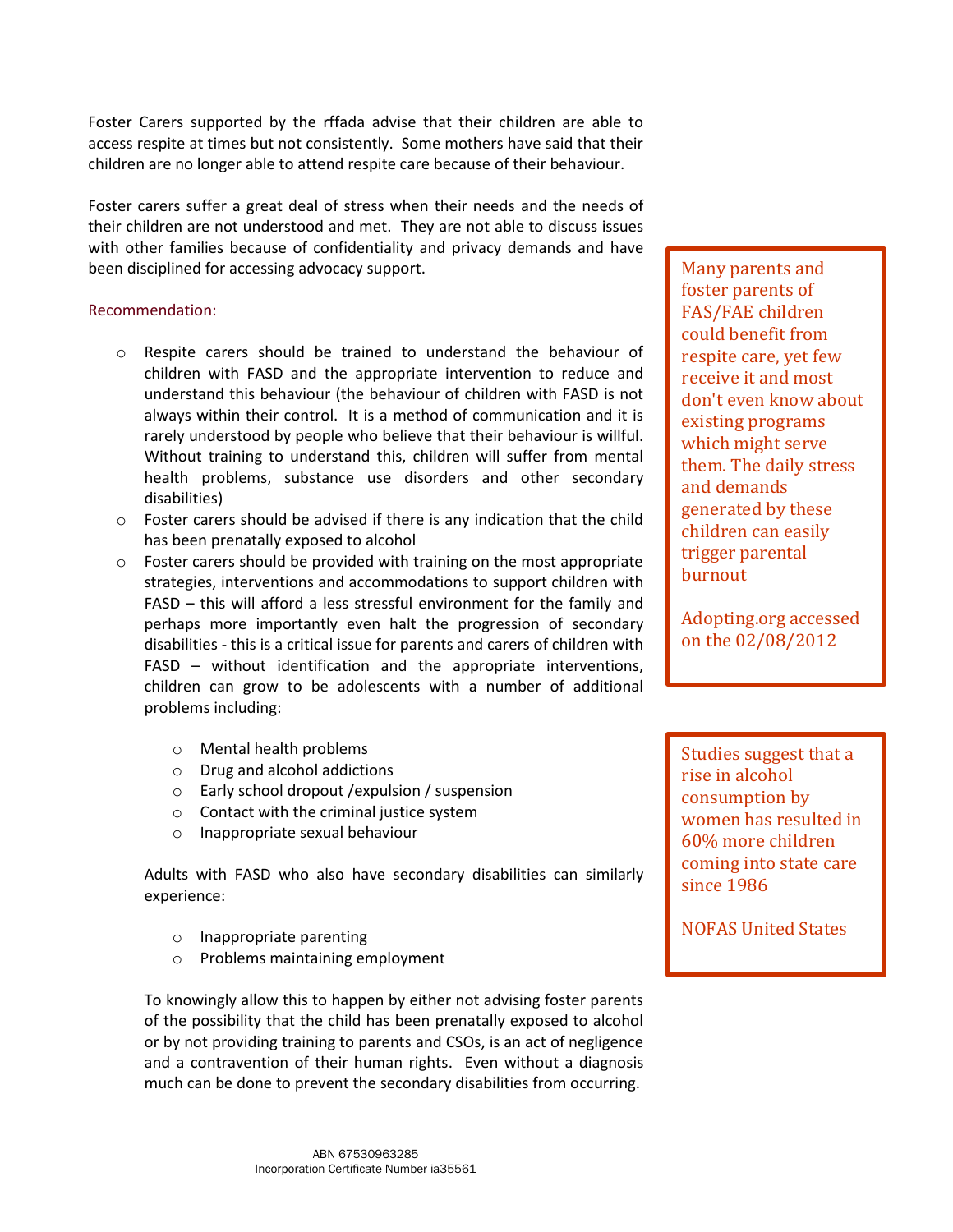Foster Carers supported by the rffada advise that their children are able to access respite at times but not consistently. Some mothers have said that their children are no longer able to attend respite care because of their behaviour.

Foster carers suffer a great deal of stress when their needs and the needs of their children are not understood and met. They are not able to discuss issues with other families because of confidentiality and privacy demands and have been disciplined for accessing advocacy support.

> Many parents and foster parents of FAS/FAE children could benefit from respite care, yet few receive it and most don't even know about existing programs which might serve them. The daily stress and demands generated by these children can easily trigger parental burnout
>
> Adopting.org accessed on the 02/08/2012

Recommendation:

- Respite carers should be trained to understand the behaviour of children with FASD and the appropriate intervention to reduce and understand this behaviour (the behaviour of children with FASD is not always within their control. It is a method of communication and it is rarely understood by people who believe that their behaviour is willful. Without training to understand this, children will suffer from mental health problems, substance use disorders and other secondary disabilities)
- Foster carers should be advised if there is any indication that the child has been prenatally exposed to alcohol
- Foster carers should be provided with training on the most appropriate strategies, interventions and accommodations to support children with FASD – this will afford a less stressful environment for the family and perhaps more importantly even halt the progression of secondary disabilities - this is a critical issue for parents and carers of children with FASD – without identification and the appropriate interventions, children can grow to be adolescents with a number of additional problems including:

    - Mental health problems
    - Drug and alcohol addictions
    - Early school dropout /expulsion / suspension
    - Contact with the criminal justice system
    - Inappropriate sexual behaviour

  Adults with FASD who also have secondary disabilities can similarly experience:

    - Inappropriate parenting
    - Problems maintaining employment

  To knowingly allow this to happen by either not advising foster parents of the possibility that the child has been prenatally exposed to alcohol or by not providing training to parents and CSOs, is an act of negligence and a contravention of their human rights. Even without a diagnosis much can be done to prevent the secondary disabilities from occurring.

> Studies suggest that a rise in alcohol consumption by women has resulted in 60% more children coming into state care since 1986
>
> NOFAS United States

ABN 67530963285
Incorporation Certificate Number ia35561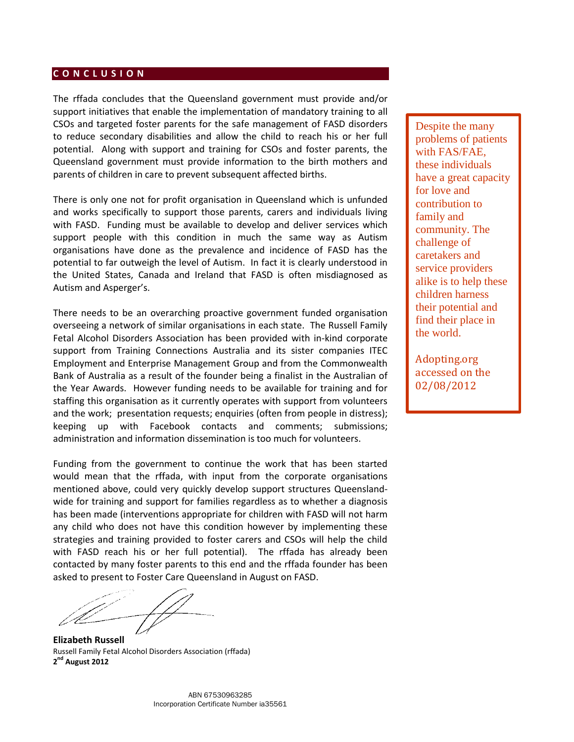## CONCLUSION

The rffada concludes that the Queensland government must provide and/or support initiatives that enable the implementation of mandatory training to all CSOs and targeted foster parents for the safe management of FASD disorders to reduce secondary disabilities and allow the child to reach his or her full potential. Along with support and training for CSOs and foster parents, the Queensland government must provide information to the birth mothers and parents of children in care to prevent subsequent affected births.

There is only one not for profit organisation in Queensland which is unfunded and works specifically to support those parents, carers and individuals living with FASD. Funding must be available to develop and deliver services which support people with this condition in much the same way as Autism organisations have done as the prevalence and incidence of FASD has the potential to far outweigh the level of Autism. In fact it is clearly understood in the United States, Canada and Ireland that FASD is often misdiagnosed as Autism and Asperger's.

There needs to be an overarching proactive government funded organisation overseeing a network of similar organisations in each state. The Russell Family Fetal Alcohol Disorders Association has been provided with in-kind corporate support from Training Connections Australia and its sister companies ITEC Employment and Enterprise Management Group and from the Commonwealth Bank of Australia as a result of the founder being a finalist in the Australian of the Year Awards. However funding needs to be available for training and for staffing this organisation as it currently operates with support from volunteers and the work; presentation requests; enquiries (often from people in distress); keeping up with Facebook contacts and comments; submissions; administration and information dissemination is too much for volunteers.

Funding from the government to continue the work that has been started would mean that the rffada, with input from the corporate organisations mentioned above, could very quickly develop support structures Queensland-wide for training and support for families regardless as to whether a diagnosis has been made (interventions appropriate for children with FASD will not harm any child who does not have this condition however by implementing these strategies and training provided to foster carers and CSOs will help the child with FASD reach his or her full potential). The rffada has already been contacted by many foster parents to this end and the rffada founder has been asked to present to Foster Care Queensland in August on FASD.

> Despite the many problems of patients with FAS/FAE, these individuals have a great capacity for love and contribution to family and community. The challenge of caretakers and service providers alike is to help these children harness their potential and find their place in the world.
>
> Adopting.org accessed on the 02/08/2012

**Elizabeth Russell**
Russell Family Fetal Alcohol Disorders Association (rffada)
**2nd August 2012**

ABN 67530963285
Incorporation Certificate Number ia35561